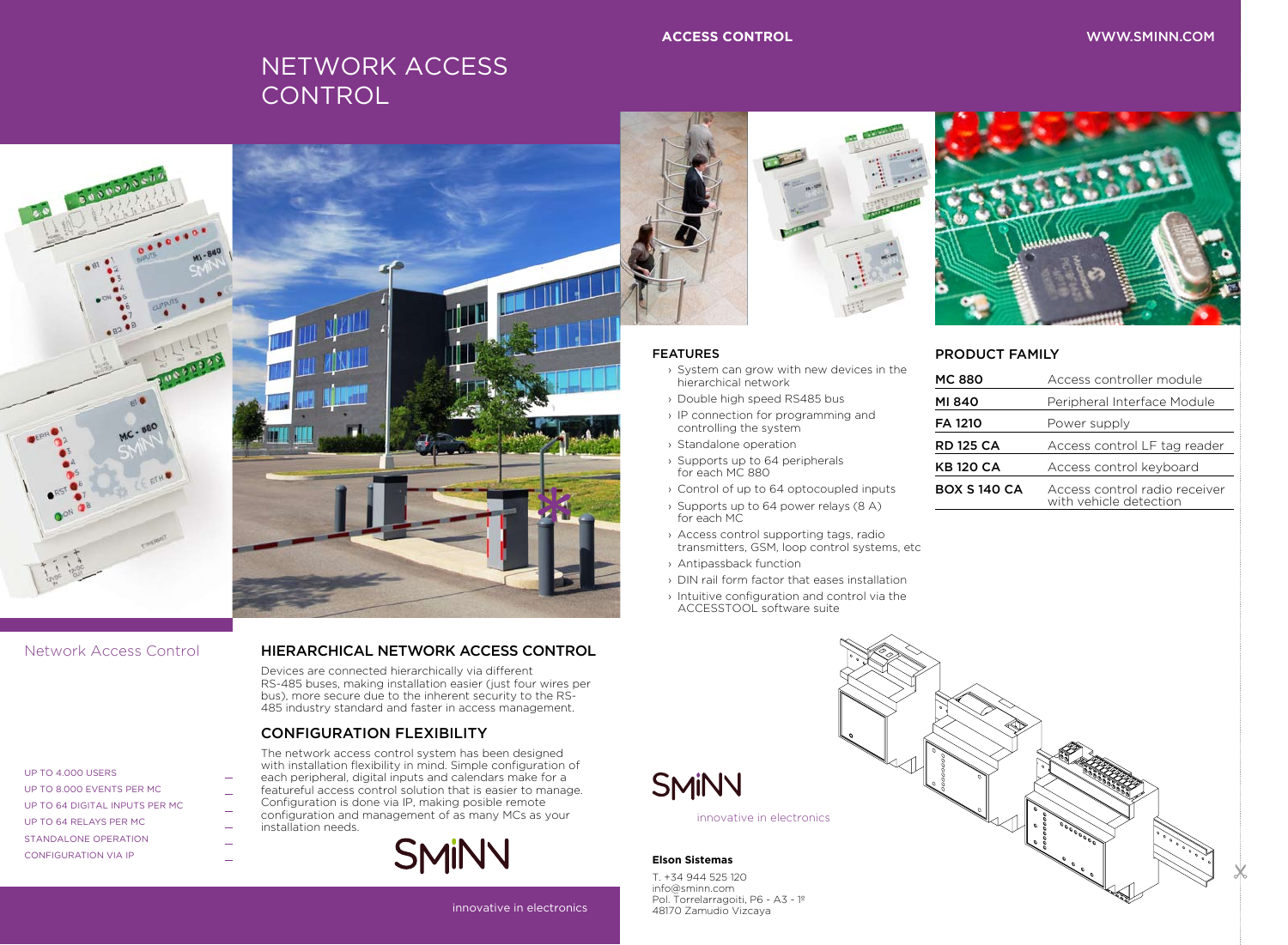# NETWORK ACCESS CONTROL

## FEATURES

- › System can grow with new devices in the hierarchical network
- › Double high speed RS485 bus
- › IP connection for programming and controlling the system
- › Standalone operation
- › Supports up to 64 peripherals for each MC 880
- › Control of up to 64 optocoupled inputs
- › Supports up to 64 power relays (8 A) for each MC
- › Access control supporting tags, radio transmitters, GSM, loop control systems, etc
- › Antipassback function
- › DIN rail form factor that eases installation
- › Intuitive configuration and control via the ACCESSTOOL software suite

## PRODUCT FAMILY

| | |
|---|---|
| **MC 880** | Access controller module |
| **MI 840** | Peripheral Interface Module |
| **FA 1210** | Power supply |
| **RD 125 CA** | Access control LF tag reader |
| **KB 120 CA** | Access control keyboard |
| **BOX S 140 CA** | Access control radio receiver with vehicle detection |

Network Access Control

- UP TO 4.000 USERS
- UP TO 8.000 EVENTS PER MC
- UP TO 64 DIGITAL INPUTS PER MC
- UP TO 64 RELAYS PER MC
- STANDALONE OPERATION
- CONFIGURATION VIA IP

## HIERARCHICAL NETWORK ACCESS CONTROL

Devices are connected hierarchically via different RS-485 buses, making installation easier (just four wires per bus), more secure due to the inherent security to the RS-485 industry standard and faster in access management.

## CONFIGURATION FLEXIBILITY

The network access control system has been designed with installation flexibility in mind. Simple configuration of each peripheral, digital inputs and calendars make for a featureful access control solution that is easier to manage. Configuration is done via IP, making posible remote configuration and management of as many MCs as your installation needs.

SMiNN

innovative in electronics

SMiNN

innovative in electronics

**Elson Sistemas**

T. +34 944 525 120
info@sminn.com
Pol. Torrelarragoiti, P6 - A3 - 1º
48170 Zamudio Vizcaya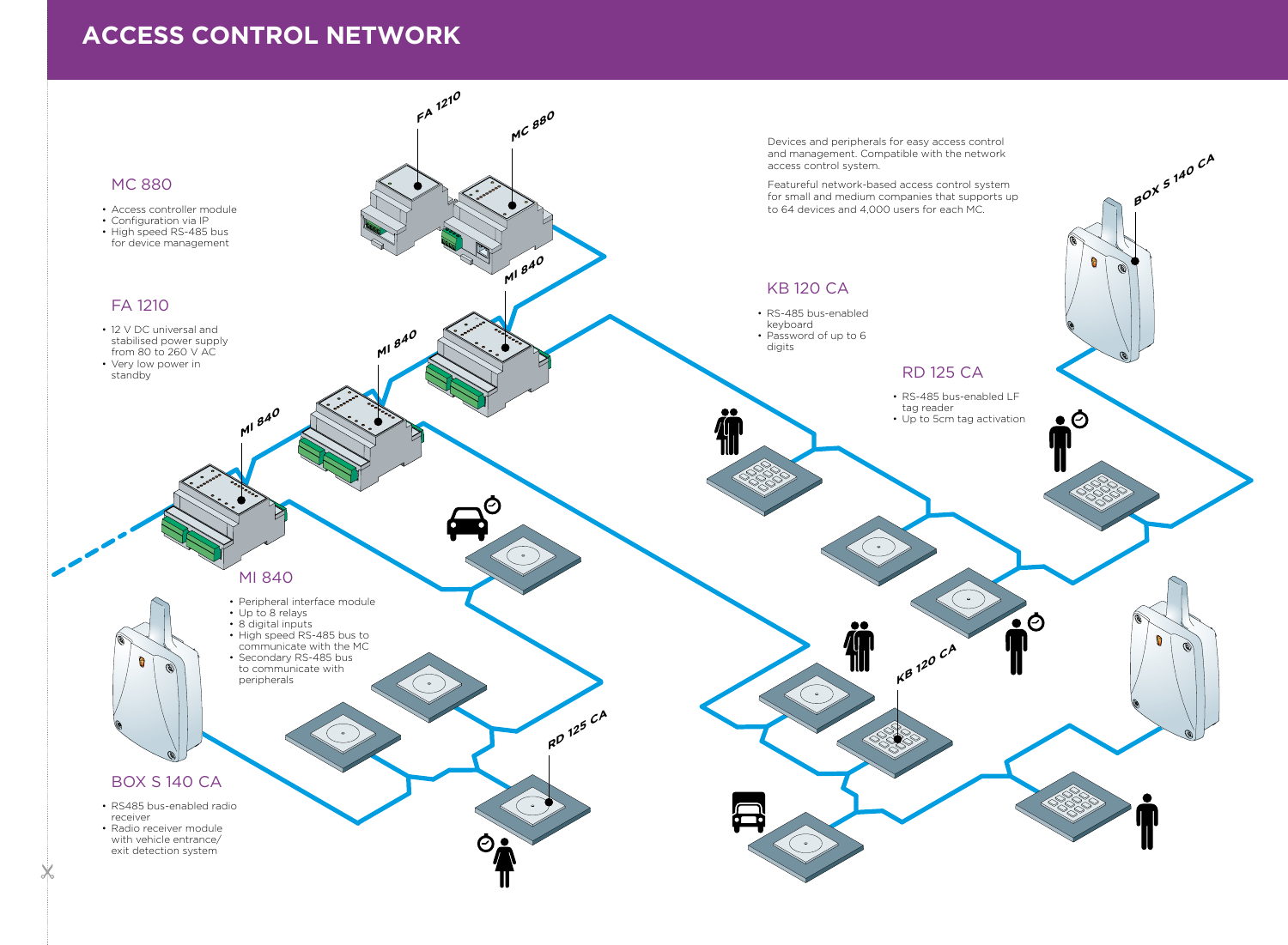# ACCESS CONTROL NETWORK

Devices and peripherals for easy access control and management. Compatible with the network access control system.

Featureful network-based access control system for small and medium companies that supports up to 64 devices and 4,000 users for each MC.

## MC 880

- Access controller module
- Configuration via IP
- High speed RS-485 bus for device management

## FA 1210

- 12 V DC universal and stabilised power supply from 80 to 260 V AC
- Very low power in standby

## MI 840

- Peripheral interface module
- Up to 8 relays
- 8 digital inputs
- High speed RS-485 bus to communicate with the MC
- Secondary RS-485 bus to communicate with peripherals

## BOX S 140 CA

- RS485 bus-enabled radio receiver
- Radio receiver module with vehicle entrance/exit detection system

## KB 120 CA

- RS-485 bus-enabled keyboard
- Password of up to 6 digits

## RD 125 CA

- RS-485 bus-enabled LF tag reader
- Up to 5cm tag activation

FA 1210

MC 880

MI 840

MI 840

MI 840

BOX S 140 CA

RD 125 CA

KB 120 CA